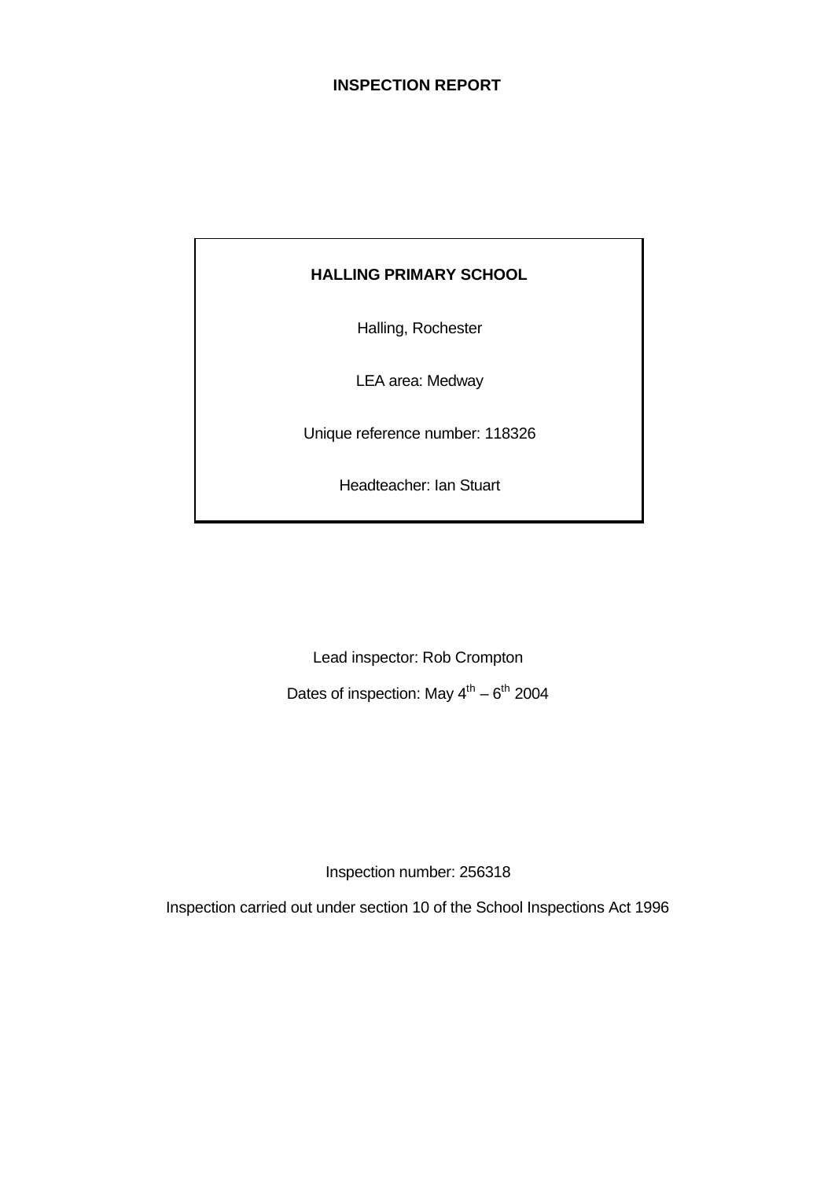**INSPECTION REPORT**

**HALLING PRIMARY SCHOOL**

Halling, Rochester

LEA area: Medway

Unique reference number: 118326

Headteacher: Ian Stuart

Lead inspector: Rob Crompton

Dates of inspection: May 4th – 6th 2004

Inspection number: 256318

Inspection carried out under section 10 of the School Inspections Act 1996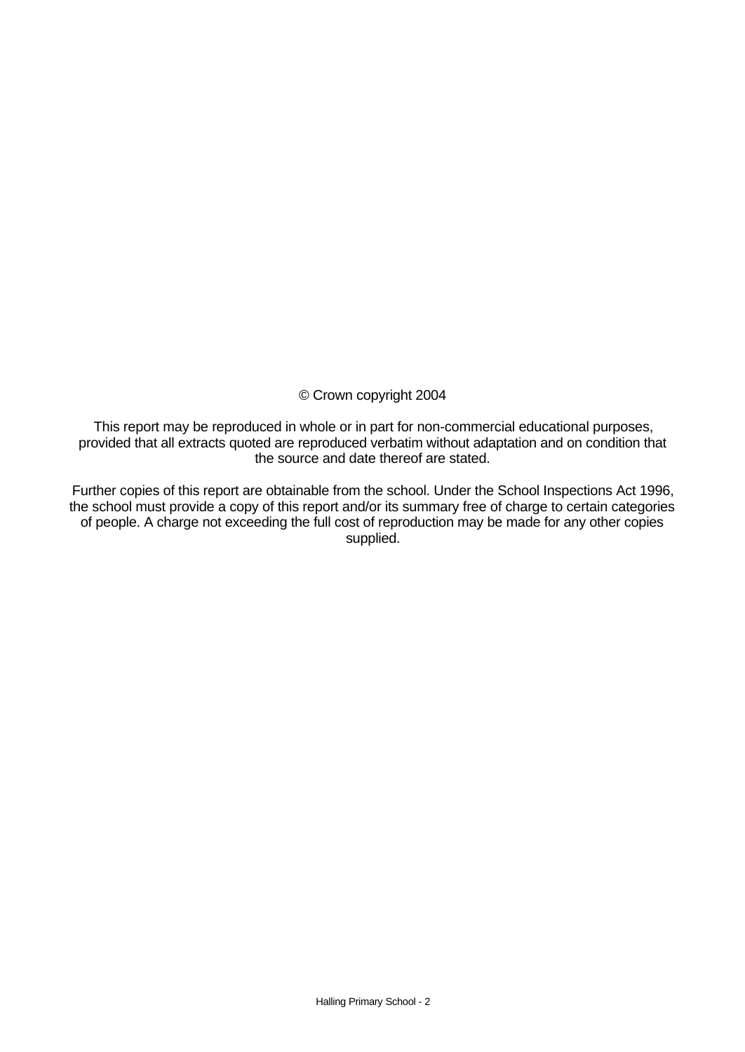© Crown copyright 2004

This report may be reproduced in whole or in part for non-commercial educational purposes, provided that all extracts quoted are reproduced verbatim without adaptation and on condition that the source and date thereof are stated.

Further copies of this report are obtainable from the school. Under the School Inspections Act 1996, the school must provide a copy of this report and/or its summary free of charge to certain categories of people. A charge not exceeding the full cost of reproduction may be made for any other copies supplied.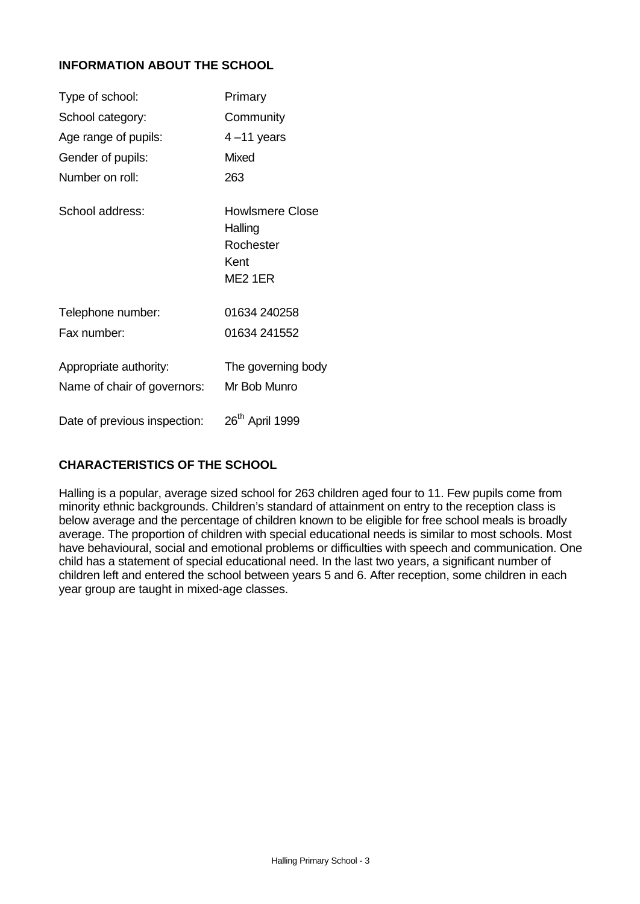## INFORMATION ABOUT THE SCHOOL

| | |
|---|---|
| Type of school: | Primary |
| School category: | Community |
| Age range of pupils: | 4 –11 years |
| Gender of pupils: | Mixed |
| Number on roll: | 263 |
| School address: | Howlsmere Close<br>Halling<br>Rochester<br>Kent<br>ME2 1ER |
| Telephone number: | 01634 240258 |
| Fax number: | 01634 241552 |
| Appropriate authority: | The governing body |
| Name of chair of governors: | Mr Bob Munro |
| Date of previous inspection: | 26th April 1999 |

## CHARACTERISTICS OF THE SCHOOL

Halling is a popular, average sized school for 263 children aged four to 11. Few pupils come from minority ethnic backgrounds. Children's standard of attainment on entry to the reception class is below average and the percentage of children known to be eligible for free school meals is broadly average. The proportion of children with special educational needs is similar to most schools. Most have behavioural, social and emotional problems or difficulties with speech and communication. One child has a statement of special educational need. In the last two years, a significant number of children left and entered the school between years 5 and 6. After reception, some children in each year group are taught in mixed-age classes.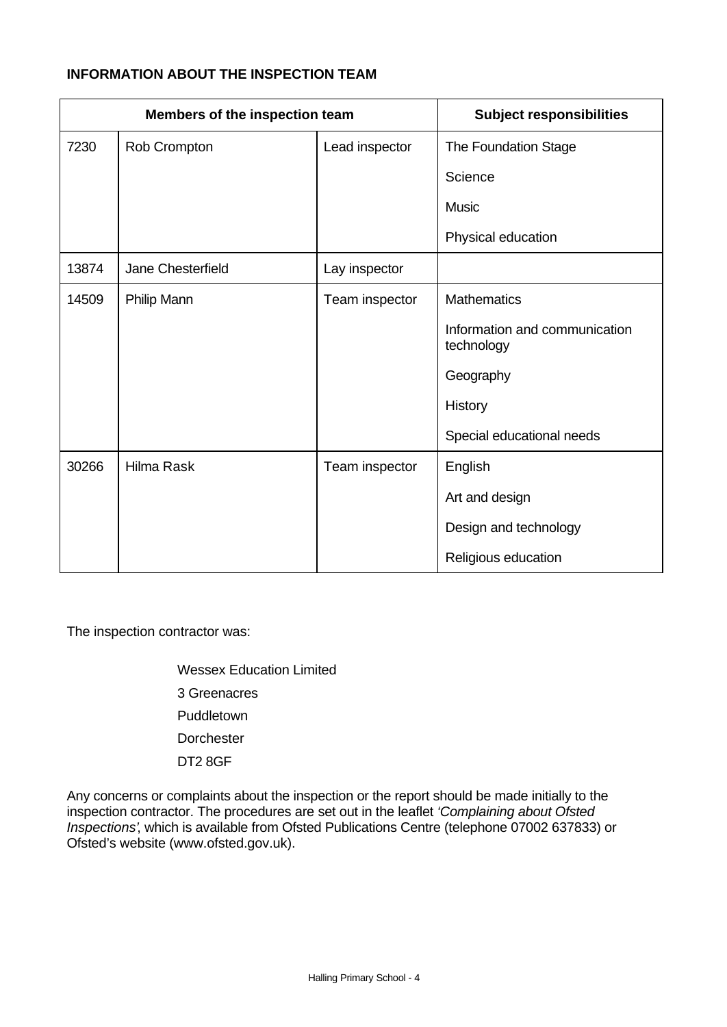**INFORMATION ABOUT THE INSPECTION TEAM**

| Members of the inspection team | | | Subject responsibilities |
|---|---|---|---|
| 7230 | Rob Crompton | Lead inspector | The Foundation Stage<br>Science<br>Music<br>Physical education |
| 13874 | Jane Chesterfield | Lay inspector | |
| 14509 | Philip Mann | Team inspector | Mathematics<br>Information and communication technology<br>Geography<br>History<br>Special educational needs |
| 30266 | Hilma Rask | Team inspector | English<br>Art and design<br>Design and technology<br>Religious education |

The inspection contractor was:

Wessex Education Limited
3 Greenacres
Puddletown
Dorchester
DT2 8GF

Any concerns or complaints about the inspection or the report should be made initially to the inspection contractor. The procedures are set out in the leaflet *'Complaining about Ofsted Inspections'*, which is available from Ofsted Publications Centre (telephone 07002 637833) or Ofsted's website (www.ofsted.gov.uk).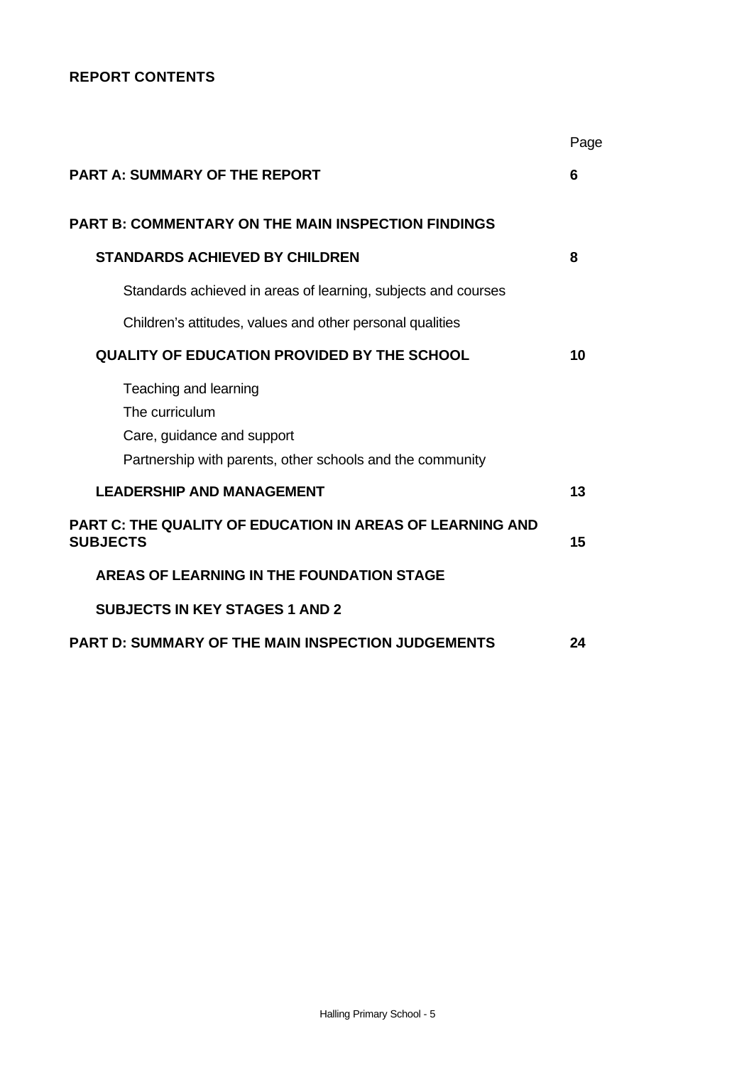**REPORT CONTENTS**

| | Page |
|---|---|
| **PART A: SUMMARY OF THE REPORT** | **6** |
| **PART B: COMMENTARY ON THE MAIN INSPECTION FINDINGS** | |
| **STANDARDS ACHIEVED BY CHILDREN** | **8** |
| Standards achieved in areas of learning, subjects and courses | |
| Children's attitudes, values and other personal qualities | |
| **QUALITY OF EDUCATION PROVIDED BY THE SCHOOL** | **10** |
| Teaching and learning<br>The curriculum<br>Care, guidance and support<br>Partnership with parents, other schools and the community | |
| **LEADERSHIP AND MANAGEMENT** | **13** |
| **PART C: THE QUALITY OF EDUCATION IN AREAS OF LEARNING AND SUBJECTS** | **15** |
| **AREAS OF LEARNING IN THE FOUNDATION STAGE** | |
| **SUBJECTS IN KEY STAGES 1 AND 2** | |
| **PART D: SUMMARY OF THE MAIN INSPECTION JUDGEMENTS** | **24** |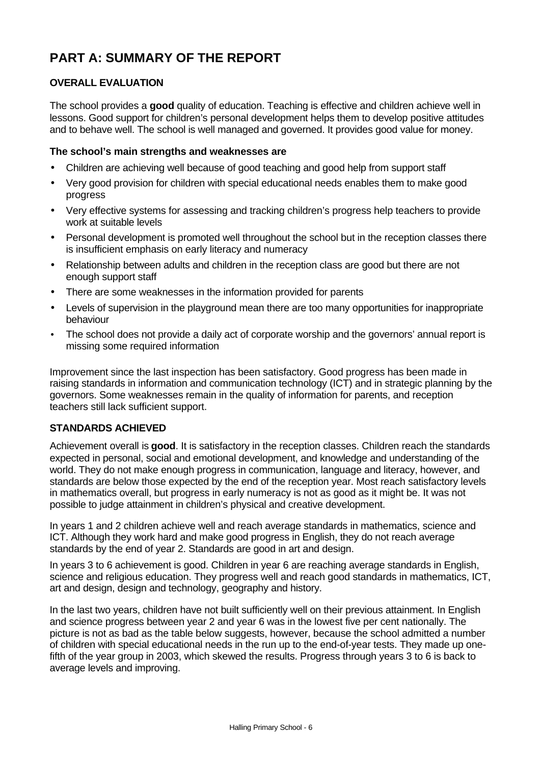# PART A: SUMMARY OF THE REPORT

**OVERALL EVALUATION**

The school provides a **good** quality of education. Teaching is effective and children achieve well in lessons. Good support for children's personal development helps them to develop positive attitudes and to behave well. The school is well managed and governed. It provides good value for money.

**The school's main strengths and weaknesses are**

- Children are achieving well because of good teaching and good help from support staff
- Very good provision for children with special educational needs enables them to make good progress
- Very effective systems for assessing and tracking children's progress help teachers to provide work at suitable levels
- Personal development is promoted well throughout the school but in the reception classes there is insufficient emphasis on early literacy and numeracy
- Relationship between adults and children in the reception class are good but there are not enough support staff
- There are some weaknesses in the information provided for parents
- Levels of supervision in the playground mean there are too many opportunities for inappropriate behaviour
- The school does not provide a daily act of corporate worship and the governors' annual report is missing some required information

Improvement since the last inspection has been satisfactory. Good progress has been made in raising standards in information and communication technology (ICT) and in strategic planning by the governors. Some weaknesses remain in the quality of information for parents, and reception teachers still lack sufficient support.

**STANDARDS ACHIEVED**

Achievement overall is **good**. It is satisfactory in the reception classes. Children reach the standards expected in personal, social and emotional development, and knowledge and understanding of the world. They do not make enough progress in communication, language and literacy, however, and standards are below those expected by the end of the reception year. Most reach satisfactory levels in mathematics overall, but progress in early numeracy is not as good as it might be. It was not possible to judge attainment in children's physical and creative development.

In years 1 and 2 children achieve well and reach average standards in mathematics, science and ICT. Although they work hard and make good progress in English, they do not reach average standards by the end of year 2. Standards are good in art and design.

In years 3 to 6 achievement is good. Children in year 6 are reaching average standards in English, science and religious education. They progress well and reach good standards in mathematics, ICT, art and design, design and technology, geography and history.

In the last two years, children have not built sufficiently well on their previous attainment. In English and science progress between year 2 and year 6 was in the lowest five per cent nationally. The picture is not as bad as the table below suggests, however, because the school admitted a number of children with special educational needs in the run up to the end-of-year tests. They made up one-fifth of the year group in 2003, which skewed the results. Progress through years 3 to 6 is back to average levels and improving.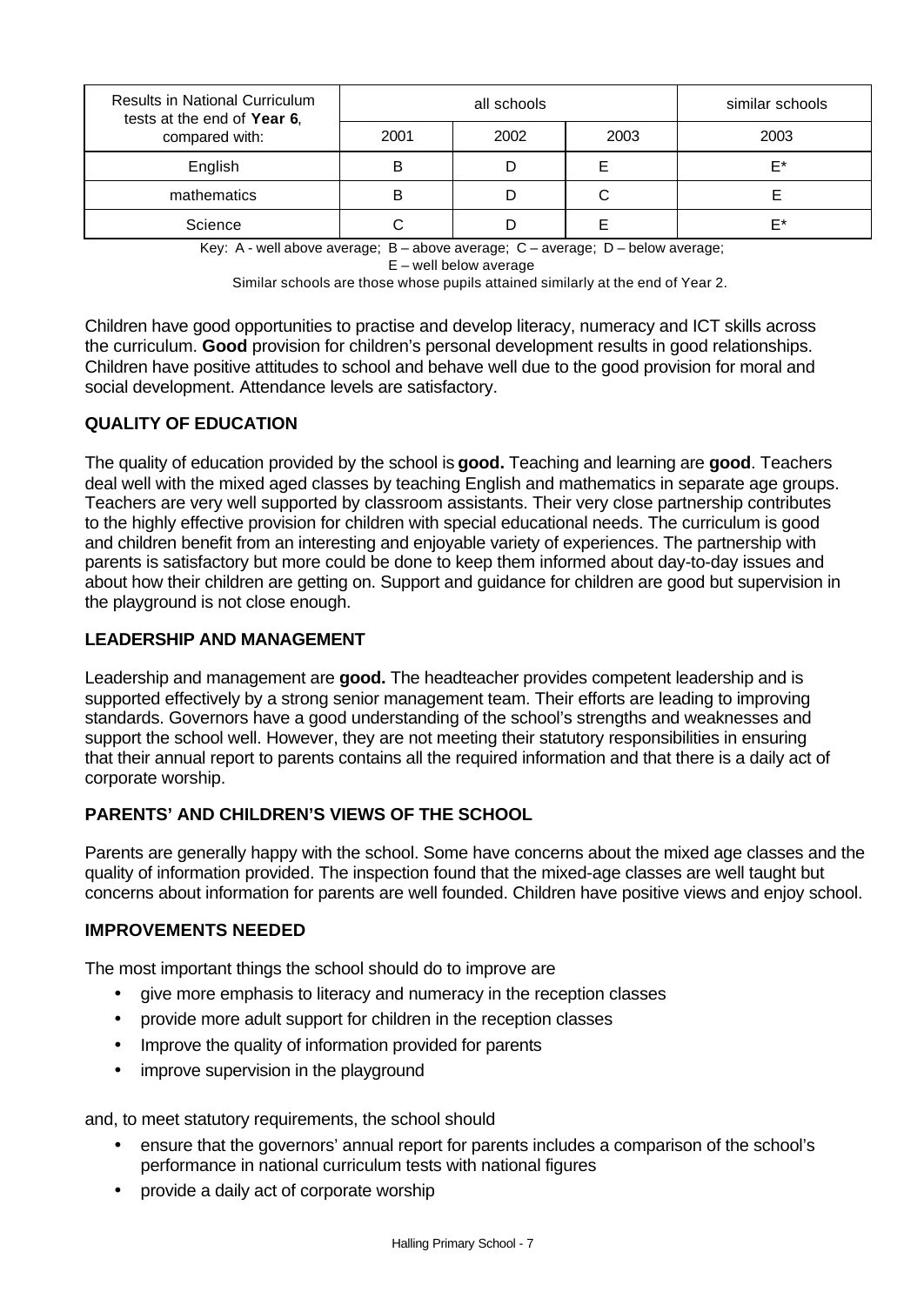| Results in National Curriculum tests at the end of **Year 6**, compared with: | all schools | | | similar schools |
|---|---|---|---|---|
| | 2001 | 2002 | 2003 | 2003 |
| English | B | D | E | E* |
| mathematics | B | D | C | E |
| Science | C | D | E | E* |

Key: A - well above average; B – above average; C – average; D – below average; E – well below average

Similar schools are those whose pupils attained similarly at the end of Year 2.

Children have good opportunities to practise and develop literacy, numeracy and ICT skills across the curriculum. **Good** provision for children's personal development results in good relationships. Children have positive attitudes to school and behave well due to the good provision for moral and social development. Attendance levels are satisfactory.

## QUALITY OF EDUCATION

The quality of education provided by the school is **good.** Teaching and learning are **good**. Teachers deal well with the mixed aged classes by teaching English and mathematics in separate age groups. Teachers are very well supported by classroom assistants. Their very close partnership contributes to the highly effective provision for children with special educational needs. The curriculum is good and children benefit from an interesting and enjoyable variety of experiences. The partnership with parents is satisfactory but more could be done to keep them informed about day-to-day issues and about how their children are getting on. Support and guidance for children are good but supervision in the playground is not close enough.

## LEADERSHIP AND MANAGEMENT

Leadership and management are **good.** The headteacher provides competent leadership and is supported effectively by a strong senior management team. Their efforts are leading to improving standards. Governors have a good understanding of the school's strengths and weaknesses and support the school well. However, they are not meeting their statutory responsibilities in ensuring that their annual report to parents contains all the required information and that there is a daily act of corporate worship.

## PARENTS' AND CHILDREN'S VIEWS OF THE SCHOOL

Parents are generally happy with the school. Some have concerns about the mixed age classes and the quality of information provided. The inspection found that the mixed-age classes are well taught but concerns about information for parents are well founded. Children have positive views and enjoy school.

## IMPROVEMENTS NEEDED

The most important things the school should do to improve are

- give more emphasis to literacy and numeracy in the reception classes
- provide more adult support for children in the reception classes
- Improve the quality of information provided for parents
- improve supervision in the playground

and, to meet statutory requirements, the school should

- ensure that the governors' annual report for parents includes a comparison of the school's performance in national curriculum tests with national figures
- provide a daily act of corporate worship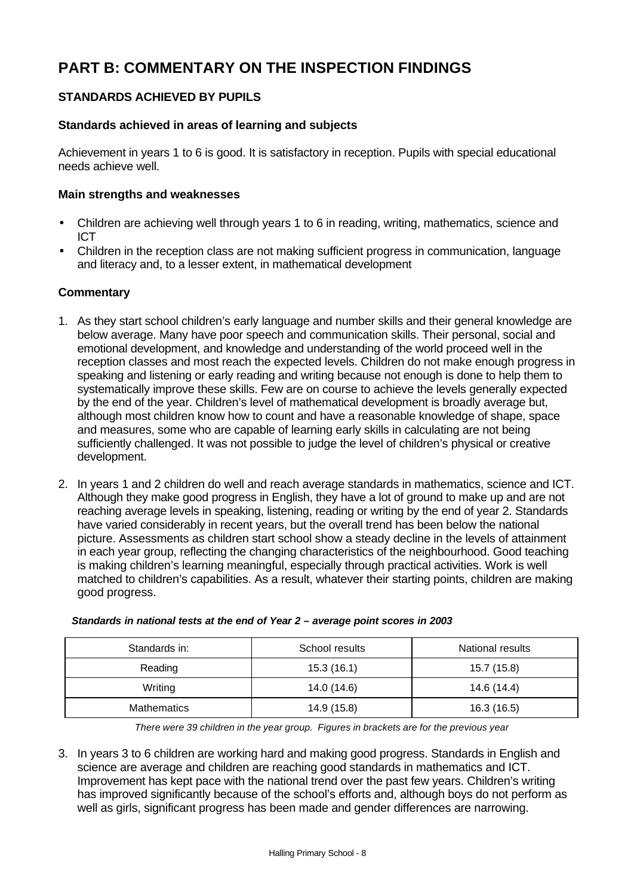# PART B: COMMENTARY ON THE INSPECTION FINDINGS

## STANDARDS ACHIEVED BY PUPILS

### Standards achieved in areas of learning and subjects

Achievement in years 1 to 6 is good. It is satisfactory in reception. Pupils with special educational needs achieve well.

### Main strengths and weaknesses

- Children are achieving well through years 1 to 6 in reading, writing, mathematics, science and ICT
- Children in the reception class are not making sufficient progress in communication, language and literacy and, to a lesser extent, in mathematical development

### Commentary

1. As they start school children's early language and number skills and their general knowledge are below average. Many have poor speech and communication skills. Their personal, social and emotional development, and knowledge and understanding of the world proceed well in the reception classes and most reach the expected levels. Children do not make enough progress in speaking and listening or early reading and writing because not enough is done to help them to systematically improve these skills. Few are on course to achieve the levels generally expected by the end of the year. Children's level of mathematical development is broadly average but, although most children know how to count and have a reasonable knowledge of shape, space and measures, some who are capable of learning early skills in calculating are not being sufficiently challenged. It was not possible to judge the level of children's physical or creative development.

2. In years 1 and 2 children do well and reach average standards in mathematics, science and ICT. Although they make good progress in English, they have a lot of ground to make up and are not reaching average levels in speaking, listening, reading or writing by the end of year 2. Standards have varied considerably in recent years, but the overall trend has been below the national picture. Assessments as children start school show a steady decline in the levels of attainment in each year group, reflecting the changing characteristics of the neighbourhood. Good teaching is making children's learning meaningful, especially through practical activities. Work is well matched to children's capabilities. As a result, whatever their starting points, children are making good progress.

***Standards in national tests at the end of Year 2 – average point scores in 2003***

| Standards in: | School results | National results |
|---|---|---|
| Reading | 15.3 (16.1) | 15.7 (15.8) |
| Writing | 14.0 (14.6) | 14.6 (14.4) |
| Mathematics | 14.9 (15.8) | 16.3 (16.5) |

*There were 39 children in the year group. Figures in brackets are for the previous year*

3. In years 3 to 6 children are working hard and making good progress. Standards in English and science are average and children are reaching good standards in mathematics and ICT. Improvement has kept pace with the national trend over the past few years. Children's writing has improved significantly because of the school's efforts and, although boys do not perform as well as girls, significant progress has been made and gender differences are narrowing.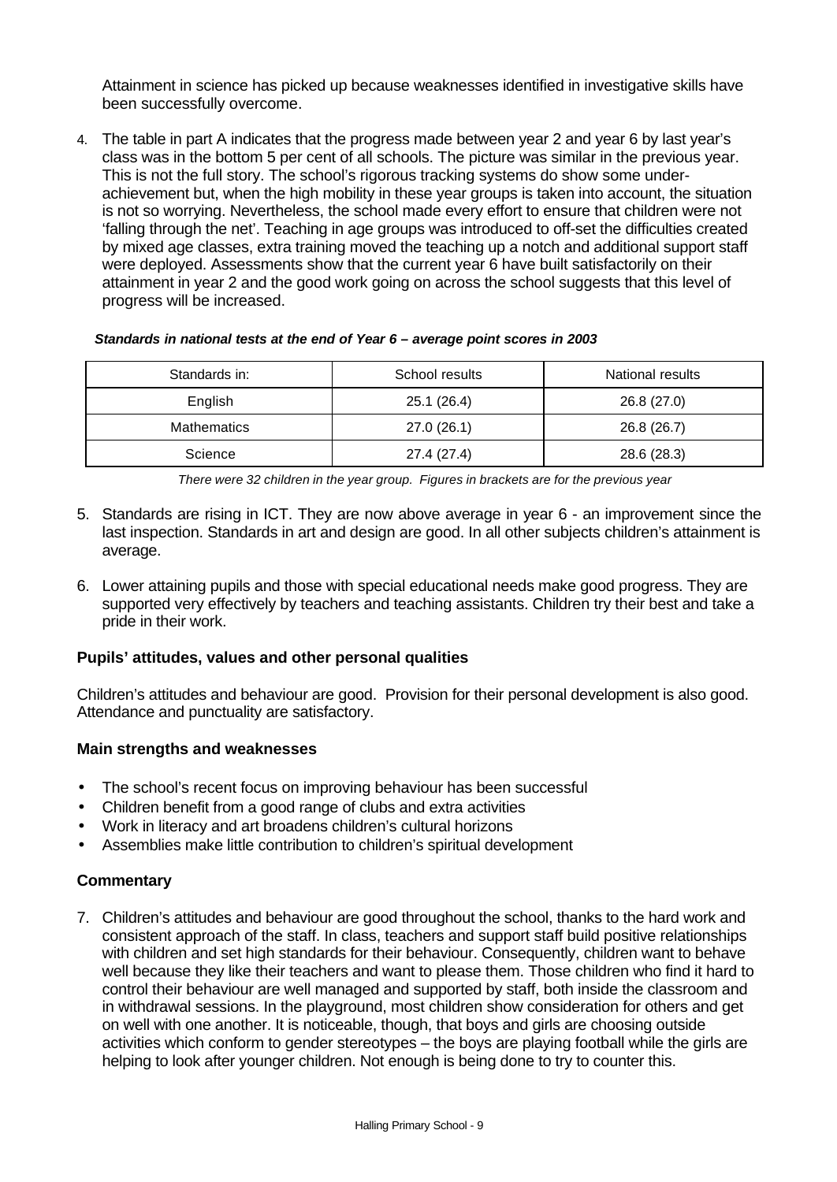Attainment in science has picked up because weaknesses identified in investigative skills have been successfully overcome.

4. The table in part A indicates that the progress made between year 2 and year 6 by last year's class was in the bottom 5 per cent of all schools. The picture was similar in the previous year. This is not the full story. The school's rigorous tracking systems do show some under-achievement but, when the high mobility in these year groups is taken into account, the situation is not so worrying. Nevertheless, the school made every effort to ensure that children were not 'falling through the net'. Teaching in age groups was introduced to off-set the difficulties created by mixed age classes, extra training moved the teaching up a notch and additional support staff were deployed. Assessments show that the current year 6 have built satisfactorily on their attainment in year 2 and the good work going on across the school suggests that this level of progress will be increased.

***Standards in national tests at the end of Year 6 – average point scores in 2003***

| Standards in: | School results | National results |
|---|---|---|
| English | 25.1 (26.4) | 26.8 (27.0) |
| Mathematics | 27.0 (26.1) | 26.8 (26.7) |
| Science | 27.4 (27.4) | 28.6 (28.3) |

*There were 32 children in the year group. Figures in brackets are for the previous year*

5. Standards are rising in ICT. They are now above average in year 6 - an improvement since the last inspection. Standards in art and design are good. In all other subjects children's attainment is average.

6. Lower attaining pupils and those with special educational needs make good progress. They are supported very effectively by teachers and teaching assistants. Children try their best and take a pride in their work.

### Pupils' attitudes, values and other personal qualities

Children's attitudes and behaviour are good. Provision for their personal development is also good. Attendance and punctuality are satisfactory.

#### Main strengths and weaknesses

- The school's recent focus on improving behaviour has been successful
- Children benefit from a good range of clubs and extra activities
- Work in literacy and art broadens children's cultural horizons
- Assemblies make little contribution to children's spiritual development

#### Commentary

7. Children's attitudes and behaviour are good throughout the school, thanks to the hard work and consistent approach of the staff. In class, teachers and support staff build positive relationships with children and set high standards for their behaviour. Consequently, children want to behave well because they like their teachers and want to please them. Those children who find it hard to control their behaviour are well managed and supported by staff, both inside the classroom and in withdrawal sessions. In the playground, most children show consideration for others and get on well with one another. It is noticeable, though, that boys and girls are choosing outside activities which conform to gender stereotypes – the boys are playing football while the girls are helping to look after younger children. Not enough is being done to try to counter this.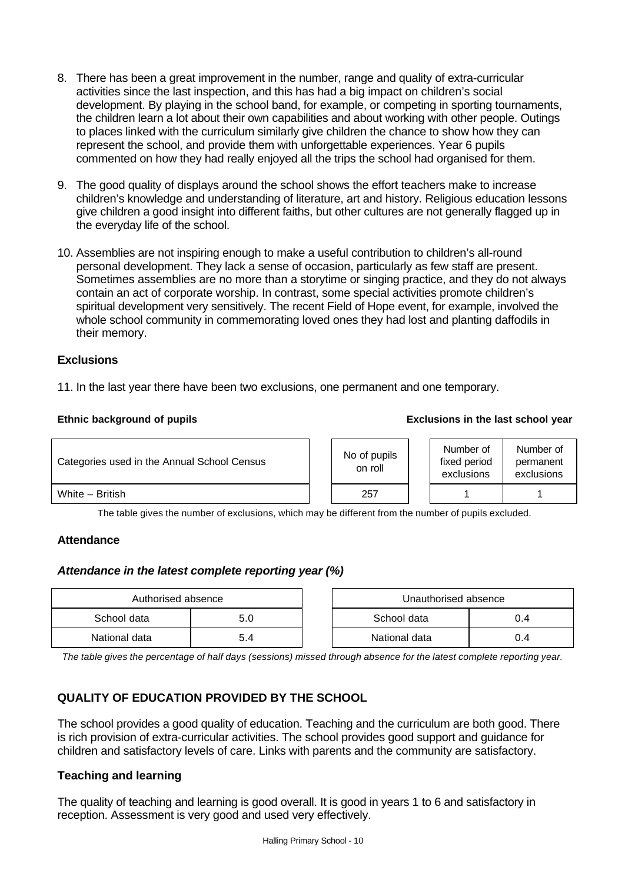8. There has been a great improvement in the number, range and quality of extra-curricular activities since the last inspection, and this has had a big impact on children's social development. By playing in the school band, for example, or competing in sporting tournaments, the children learn a lot about their own capabilities and about working with other people. Outings to places linked with the curriculum similarly give children the chance to show how they can represent the school, and provide them with unforgettable experiences. Year 6 pupils commented on how they had really enjoyed all the trips the school had organised for them.

9. The good quality of displays around the school shows the effort teachers make to increase children's knowledge and understanding of literature, art and history. Religious education lessons give children a good insight into different faiths, but other cultures are not generally flagged up in the everyday life of the school.

10. Assemblies are not inspiring enough to make a useful contribution to children's all-round personal development. They lack a sense of occasion, particularly as few staff are present. Sometimes assemblies are no more than a storytime or singing practice, and they do not always contain an act of corporate worship. In contrast, some special activities promote children's spiritual development very sensitively. The recent Field of Hope event, for example, involved the whole school community in commemorating loved ones they had lost and planting daffodils in their memory.

### Exclusions

11. In the last year there have been two exclusions, one permanent and one temporary.

**Ethnic background of pupils** / **Exclusions in the last school year**

| Categories used in the Annual School Census | No of pupils on roll | Number of fixed period exclusions | Number of permanent exclusions |
|---|---|---|---|
| White – British | 257 | 1 | 1 |

The table gives the number of exclusions, which may be different from the number of pupils excluded.

### Attendance

***Attendance in the latest complete reporting year (%)***

| Authorised absence | |
|---|---|
| School data | 5.0 |
| National data | 5.4 |

| Unauthorised absence | |
|---|---|
| School data | 0.4 |
| National data | 0.4 |

*The table gives the percentage of half days (sessions) missed through absence for the latest complete reporting year.*

## QUALITY OF EDUCATION PROVIDED BY THE SCHOOL

The school provides a good quality of education. Teaching and the curriculum are both good. There is rich provision of extra-curricular activities. The school provides good support and guidance for children and satisfactory levels of care. Links with parents and the community are satisfactory.

### Teaching and learning

The quality of teaching and learning is good overall. It is good in years 1 to 6 and satisfactory in reception. Assessment is very good and used very effectively.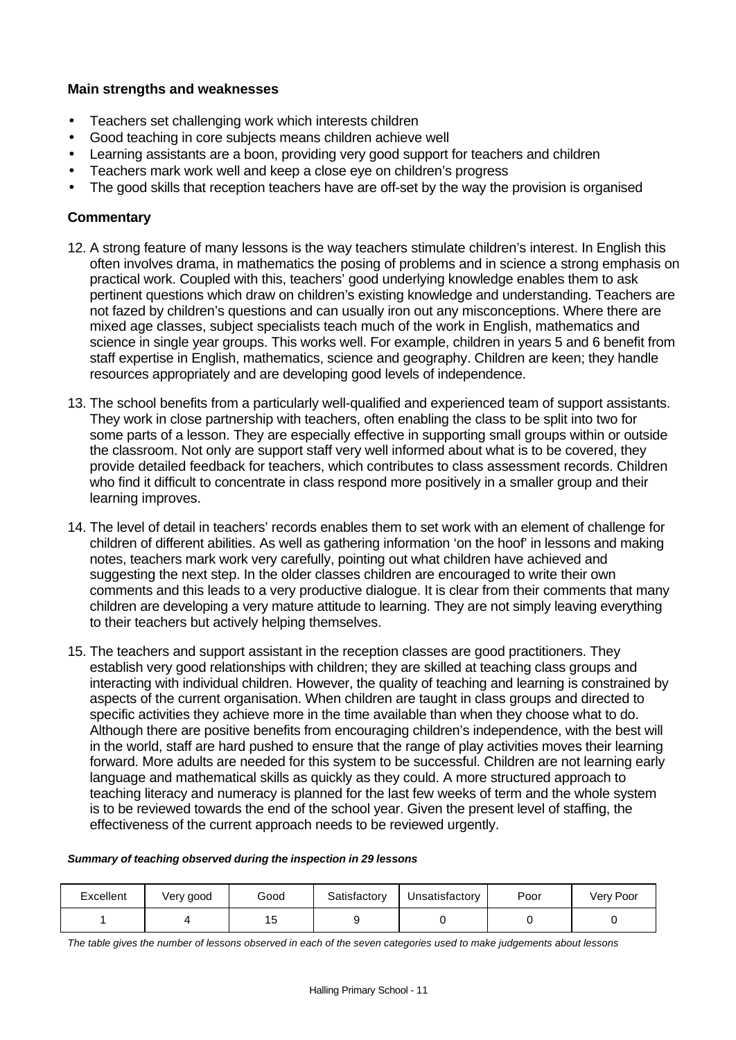### Main strengths and weaknesses

- Teachers set challenging work which interests children
- Good teaching in core subjects means children achieve well
- Learning assistants are a boon, providing very good support for teachers and children
- Teachers mark work well and keep a close eye on children's progress
- The good skills that reception teachers have are off-set by the way the provision is organised

### Commentary

12. A strong feature of many lessons is the way teachers stimulate children's interest. In English this often involves drama, in mathematics the posing of problems and in science a strong emphasis on practical work. Coupled with this, teachers' good underlying knowledge enables them to ask pertinent questions which draw on children's existing knowledge and understanding. Teachers are not fazed by children's questions and can usually iron out any misconceptions. Where there are mixed age classes, subject specialists teach much of the work in English, mathematics and science in single year groups. This works well. For example, children in years 5 and 6 benefit from staff expertise in English, mathematics, science and geography. Children are keen; they handle resources appropriately and are developing good levels of independence.

13. The school benefits from a particularly well-qualified and experienced team of support assistants. They work in close partnership with teachers, often enabling the class to be split into two for some parts of a lesson. They are especially effective in supporting small groups within or outside the classroom. Not only are support staff very well informed about what is to be covered, they provide detailed feedback for teachers, which contributes to class assessment records. Children who find it difficult to concentrate in class respond more positively in a smaller group and their learning improves.

14. The level of detail in teachers' records enables them to set work with an element of challenge for children of different abilities. As well as gathering information 'on the hoof' in lessons and making notes, teachers mark work very carefully, pointing out what children have achieved and suggesting the next step. In the older classes children are encouraged to write their own comments and this leads to a very productive dialogue. It is clear from their comments that many children are developing a very mature attitude to learning. They are not simply leaving everything to their teachers but actively helping themselves.

15. The teachers and support assistant in the reception classes are good practitioners. They establish very good relationships with children; they are skilled at teaching class groups and interacting with individual children. However, the quality of teaching and learning is constrained by aspects of the current organisation. When children are taught in class groups and directed to specific activities they achieve more in the time available than when they choose what to do. Although there are positive benefits from encouraging children's independence, with the best will in the world, staff are hard pushed to ensure that the range of play activities moves their learning forward. More adults are needed for this system to be successful. Children are not learning early language and mathematical skills as quickly as they could. A more structured approach to teaching literacy and numeracy is planned for the last few weeks of term and the whole system is to be reviewed towards the end of the school year. Given the present level of staffing, the effectiveness of the current approach needs to be reviewed urgently.

***Summary of teaching observed during the inspection in 29 lessons***

| Excellent | Very good | Good | Satisfactory | Unsatisfactory | Poor | Very Poor |
|---|---|---|---|---|---|---|
| 1 | 4 | 15 | 9 | 0 | 0 | 0 |

*The table gives the number of lessons observed in each of the seven categories used to make judgements about lessons*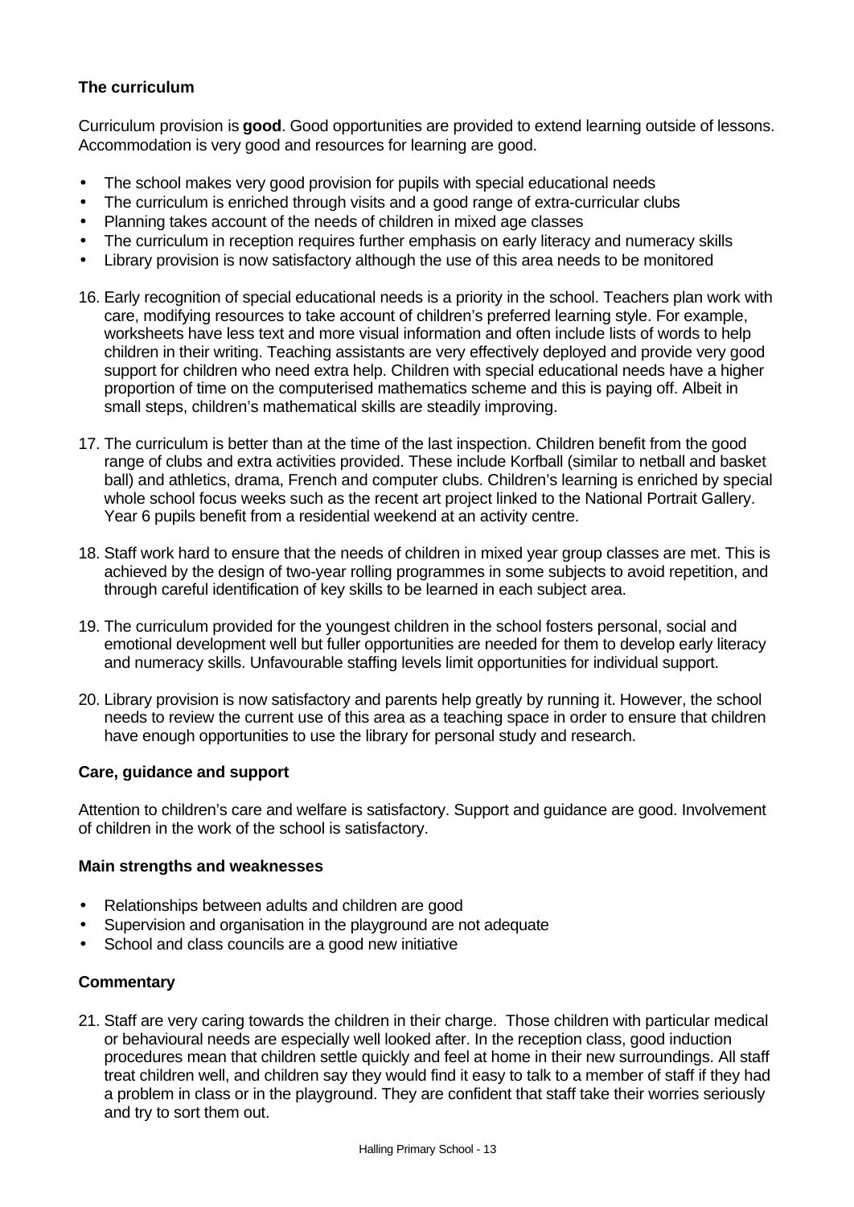### The curriculum

Curriculum provision is **good**. Good opportunities are provided to extend learning outside of lessons. Accommodation is very good and resources for learning are good.

- The school makes very good provision for pupils with special educational needs
- The curriculum is enriched through visits and a good range of extra-curricular clubs
- Planning takes account of the needs of children in mixed age classes
- The curriculum in reception requires further emphasis on early literacy and numeracy skills
- Library provision is now satisfactory although the use of this area needs to be monitored

16. Early recognition of special educational needs is a priority in the school. Teachers plan work with care, modifying resources to take account of children's preferred learning style. For example, worksheets have less text and more visual information and often include lists of words to help children in their writing. Teaching assistants are very effectively deployed and provide very good support for children who need extra help. Children with special educational needs have a higher proportion of time on the computerised mathematics scheme and this is paying off. Albeit in small steps, children's mathematical skills are steadily improving.

17. The curriculum is better than at the time of the last inspection. Children benefit from the good range of clubs and extra activities provided. These include Korfball (similar to netball and basket ball) and athletics, drama, French and computer clubs. Children's learning is enriched by special whole school focus weeks such as the recent art project linked to the National Portrait Gallery. Year 6 pupils benefit from a residential weekend at an activity centre.

18. Staff work hard to ensure that the needs of children in mixed year group classes are met. This is achieved by the design of two-year rolling programmes in some subjects to avoid repetition, and through careful identification of key skills to be learned in each subject area.

19. The curriculum provided for the youngest children in the school fosters personal, social and emotional development well but fuller opportunities are needed for them to develop early literacy and numeracy skills. Unfavourable staffing levels limit opportunities for individual support.

20. Library provision is now satisfactory and parents help greatly by running it. However, the school needs to review the current use of this area as a teaching space in order to ensure that children have enough opportunities to use the library for personal study and research.

### Care, guidance and support

Attention to children's care and welfare is satisfactory. Support and guidance are good. Involvement of children in the work of the school is satisfactory.

#### Main strengths and weaknesses

- Relationships between adults and children are good
- Supervision and organisation in the playground are not adequate
- School and class councils are a good new initiative

#### Commentary

21. Staff are very caring towards the children in their charge. Those children with particular medical or behavioural needs are especially well looked after. In the reception class, good induction procedures mean that children settle quickly and feel at home in their new surroundings. All staff treat children well, and children say they would find it easy to talk to a member of staff if they had a problem in class or in the playground. They are confident that staff take their worries seriously and try to sort them out.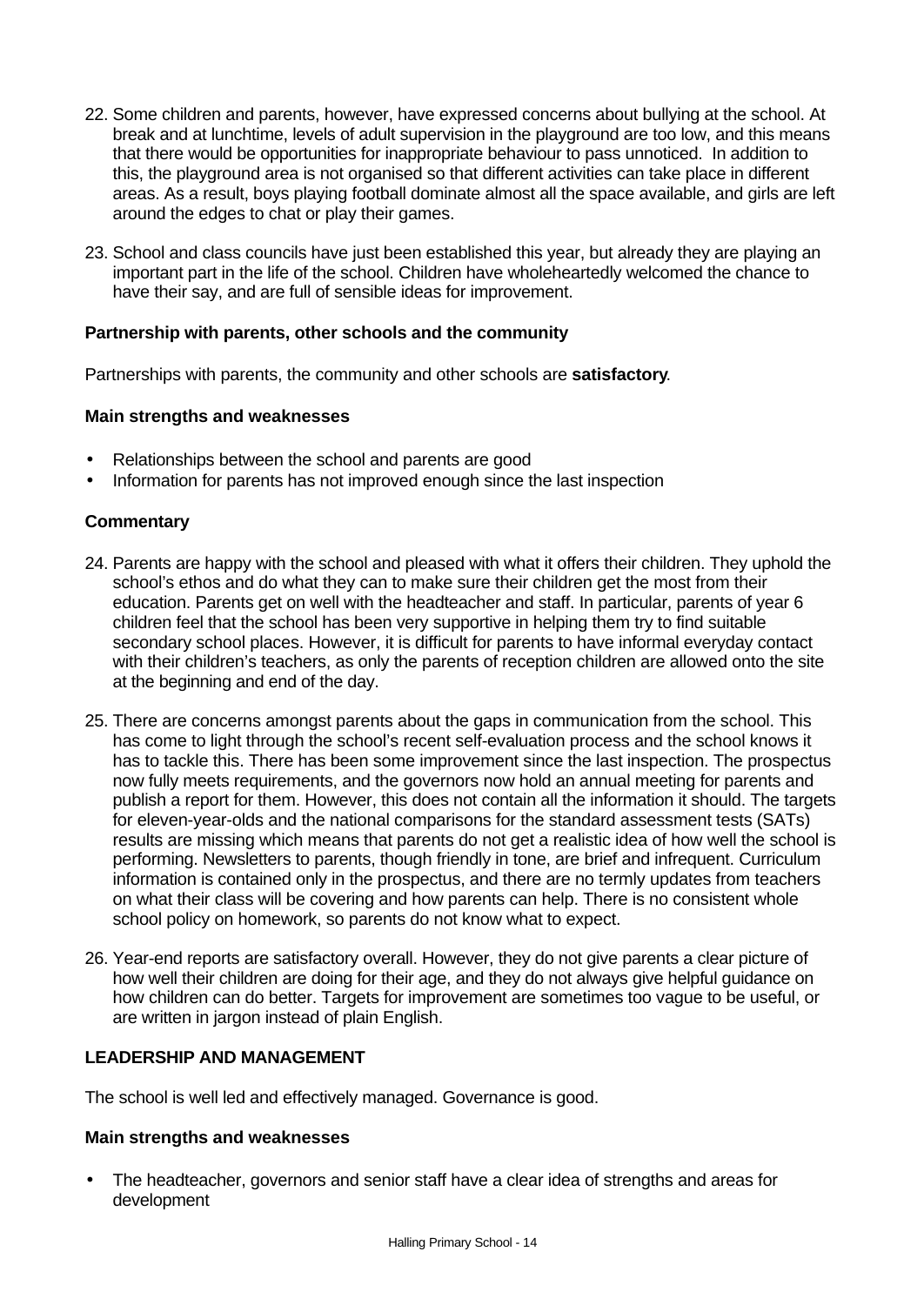22. Some children and parents, however, have expressed concerns about bullying at the school. At break and at lunchtime, levels of adult supervision in the playground are too low, and this means that there would be opportunities for inappropriate behaviour to pass unnoticed. In addition to this, the playground area is not organised so that different activities can take place in different areas. As a result, boys playing football dominate almost all the space available, and girls are left around the edges to chat or play their games.

23. School and class councils have just been established this year, but already they are playing an important part in the life of the school. Children have wholeheartedly welcomed the chance to have their say, and are full of sensible ideas for improvement.

### Partnership with parents, other schools and the community

Partnerships with parents, the community and other schools are **satisfactory**.

#### Main strengths and weaknesses

- Relationships between the school and parents are good
- Information for parents has not improved enough since the last inspection

#### Commentary

24. Parents are happy with the school and pleased with what it offers their children. They uphold the school's ethos and do what they can to make sure their children get the most from their education. Parents get on well with the headteacher and staff. In particular, parents of year 6 children feel that the school has been very supportive in helping them try to find suitable secondary school places. However, it is difficult for parents to have informal everyday contact with their children's teachers, as only the parents of reception children are allowed onto the site at the beginning and end of the day.

25. There are concerns amongst parents about the gaps in communication from the school. This has come to light through the school's recent self-evaluation process and the school knows it has to tackle this. There has been some improvement since the last inspection. The prospectus now fully meets requirements, and the governors now hold an annual meeting for parents and publish a report for them. However, this does not contain all the information it should. The targets for eleven-year-olds and the national comparisons for the standard assessment tests (SATs) results are missing which means that parents do not get a realistic idea of how well the school is performing. Newsletters to parents, though friendly in tone, are brief and infrequent. Curriculum information is contained only in the prospectus, and there are no termly updates from teachers on what their class will be covering and how parents can help. There is no consistent whole school policy on homework, so parents do not know what to expect.

26. Year-end reports are satisfactory overall. However, they do not give parents a clear picture of how well their children are doing for their age, and they do not always give helpful guidance on how children can do better. Targets for improvement are sometimes too vague to be useful, or are written in jargon instead of plain English.

## LEADERSHIP AND MANAGEMENT

The school is well led and effectively managed. Governance is good.

#### Main strengths and weaknesses

- The headteacher, governors and senior staff have a clear idea of strengths and areas for development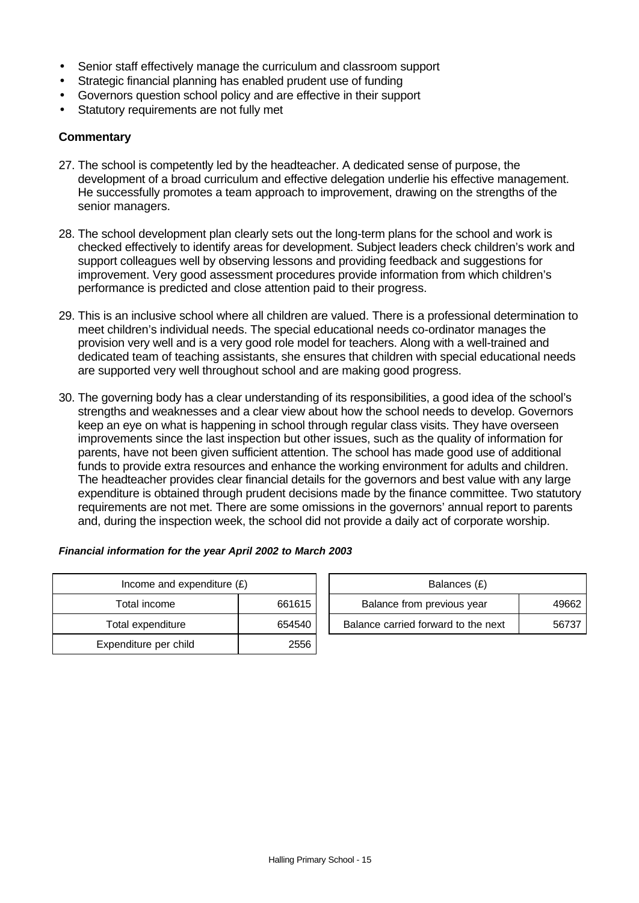- Senior staff effectively manage the curriculum and classroom support
- Strategic financial planning has enabled prudent use of funding
- Governors question school policy and are effective in their support
- Statutory requirements are not fully met

### Commentary

27. The school is competently led by the headteacher. A dedicated sense of purpose, the development of a broad curriculum and effective delegation underlie his effective management. He successfully promotes a team approach to improvement, drawing on the strengths of the senior managers.

28. The school development plan clearly sets out the long-term plans for the school and work is checked effectively to identify areas for development. Subject leaders check children's work and support colleagues well by observing lessons and providing feedback and suggestions for improvement. Very good assessment procedures provide information from which children's performance is predicted and close attention paid to their progress.

29. This is an inclusive school where all children are valued. There is a professional determination to meet children's individual needs. The special educational needs co-ordinator manages the provision very well and is a very good role model for teachers. Along with a well-trained and dedicated team of teaching assistants, she ensures that children with special educational needs are supported very well throughout school and are making good progress.

30. The governing body has a clear understanding of its responsibilities, a good idea of the school's strengths and weaknesses and a clear view about how the school needs to develop. Governors keep an eye on what is happening in school through regular class visits. They have overseen improvements since the last inspection but other issues, such as the quality of information for parents, have not been given sufficient attention. The school has made good use of additional funds to provide extra resources and enhance the working environment for adults and children. The headteacher provides clear financial details for the governors and best value with any large expenditure is obtained through prudent decisions made by the finance committee. Two statutory requirements are not met. There are some omissions in the governors' annual report to parents and, during the inspection week, the school did not provide a daily act of corporate worship.

***Financial information for the year April 2002 to March 2003***

| Income and expenditure (£) | |
|---|---|
| Total income | 661615 |
| Total expenditure | 654540 |
| Expenditure per child | 2556 |

| Balances (£) | |
|---|---|
| Balance from previous year | 49662 |
| Balance carried forward to the next | 56737 |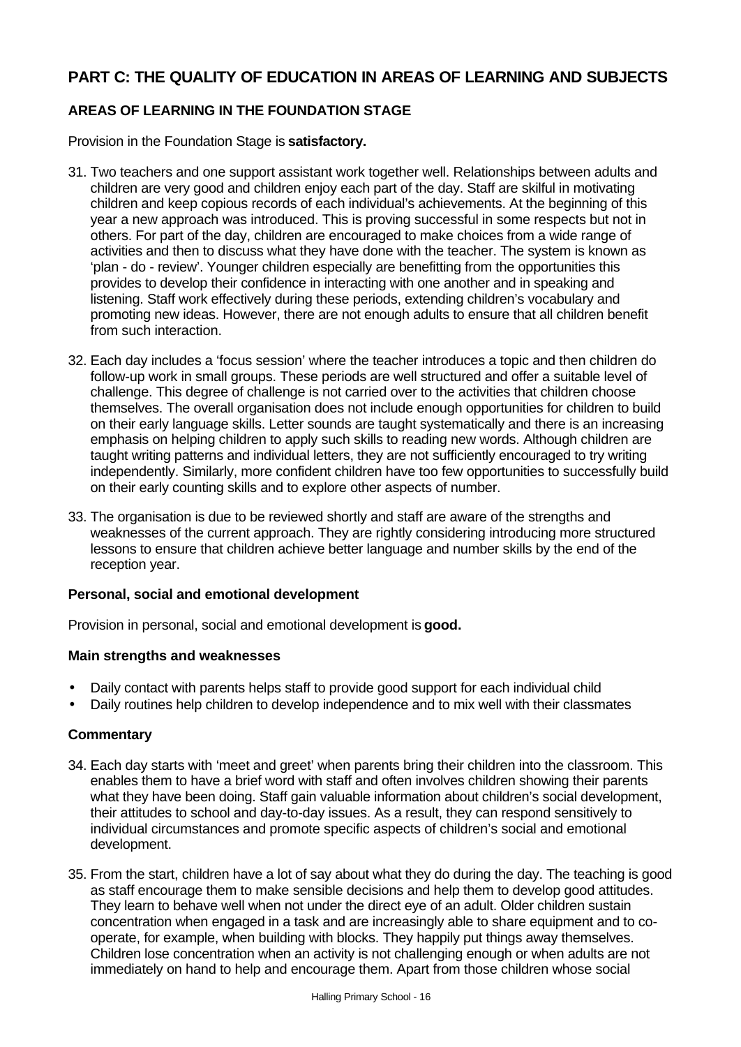## PART C: THE QUALITY OF EDUCATION IN AREAS OF LEARNING AND SUBJECTS

### AREAS OF LEARNING IN THE FOUNDATION STAGE

Provision in the Foundation Stage is **satisfactory.**

31. Two teachers and one support assistant work together well. Relationships between adults and children are very good and children enjoy each part of the day. Staff are skilful in motivating children and keep copious records of each individual's achievements. At the beginning of this year a new approach was introduced. This is proving successful in some respects but not in others. For part of the day, children are encouraged to make choices from a wide range of activities and then to discuss what they have done with the teacher. The system is known as 'plan - do - review'. Younger children especially are benefitting from the opportunities this provides to develop their confidence in interacting with one another and in speaking and listening. Staff work effectively during these periods, extending children's vocabulary and promoting new ideas. However, there are not enough adults to ensure that all children benefit from such interaction.

32. Each day includes a 'focus session' where the teacher introduces a topic and then children do follow-up work in small groups. These periods are well structured and offer a suitable level of challenge. This degree of challenge is not carried over to the activities that children choose themselves. The overall organisation does not include enough opportunities for children to build on their early language skills. Letter sounds are taught systematically and there is an increasing emphasis on helping children to apply such skills to reading new words. Although children are taught writing patterns and individual letters, they are not sufficiently encouraged to try writing independently. Similarly, more confident children have too few opportunities to successfully build on their early counting skills and to explore other aspects of number.

33. The organisation is due to be reviewed shortly and staff are aware of the strengths and weaknesses of the current approach. They are rightly considering introducing more structured lessons to ensure that children achieve better language and number skills by the end of the reception year.

#### Personal, social and emotional development

Provision in personal, social and emotional development is **good.**

#### Main strengths and weaknesses

- Daily contact with parents helps staff to provide good support for each individual child
- Daily routines help children to develop independence and to mix well with their classmates

#### Commentary

34. Each day starts with 'meet and greet' when parents bring their children into the classroom. This enables them to have a brief word with staff and often involves children showing their parents what they have been doing. Staff gain valuable information about children's social development, their attitudes to school and day-to-day issues. As a result, they can respond sensitively to individual circumstances and promote specific aspects of children's social and emotional development.

35. From the start, children have a lot of say about what they do during the day. The teaching is good as staff encourage them to make sensible decisions and help them to develop good attitudes. They learn to behave well when not under the direct eye of an adult. Older children sustain concentration when engaged in a task and are increasingly able to share equipment and to co-operate, for example, when building with blocks. They happily put things away themselves. Children lose concentration when an activity is not challenging enough or when adults are not immediately on hand to help and encourage them. Apart from those children whose social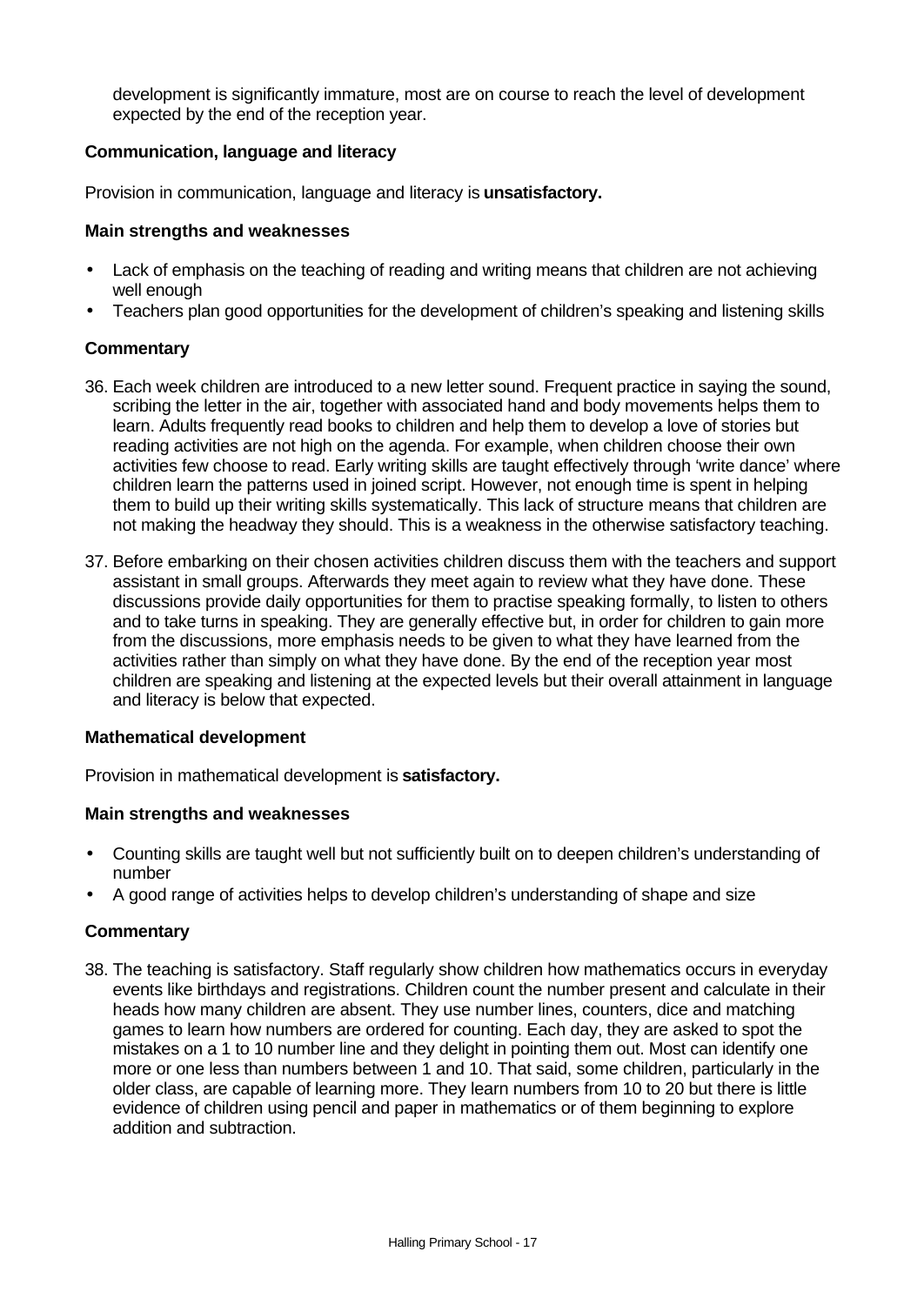development is significantly immature, most are on course to reach the level of development expected by the end of the reception year.

### Communication, language and literacy

Provision in communication, language and literacy is **unsatisfactory.**

#### Main strengths and weaknesses

- Lack of emphasis on the teaching of reading and writing means that children are not achieving well enough
- Teachers plan good opportunities for the development of children's speaking and listening skills

#### Commentary

36. Each week children are introduced to a new letter sound. Frequent practice in saying the sound, scribing the letter in the air, together with associated hand and body movements helps them to learn. Adults frequently read books to children and help them to develop a love of stories but reading activities are not high on the agenda. For example, when children choose their own activities few choose to read. Early writing skills are taught effectively through 'write dance' where children learn the patterns used in joined script. However, not enough time is spent in helping them to build up their writing skills systematically. This lack of structure means that children are not making the headway they should. This is a weakness in the otherwise satisfactory teaching.

37. Before embarking on their chosen activities children discuss them with the teachers and support assistant in small groups. Afterwards they meet again to review what they have done. These discussions provide daily opportunities for them to practise speaking formally, to listen to others and to take turns in speaking. They are generally effective but, in order for children to gain more from the discussions, more emphasis needs to be given to what they have learned from the activities rather than simply on what they have done. By the end of the reception year most children are speaking and listening at the expected levels but their overall attainment in language and literacy is below that expected.

### Mathematical development

Provision in mathematical development is **satisfactory.**

#### Main strengths and weaknesses

- Counting skills are taught well but not sufficiently built on to deepen children's understanding of number
- A good range of activities helps to develop children's understanding of shape and size

#### Commentary

38. The teaching is satisfactory. Staff regularly show children how mathematics occurs in everyday events like birthdays and registrations. Children count the number present and calculate in their heads how many children are absent. They use number lines, counters, dice and matching games to learn how numbers are ordered for counting. Each day, they are asked to spot the mistakes on a 1 to 10 number line and they delight in pointing them out. Most can identify one more or one less than numbers between 1 and 10. That said, some children, particularly in the older class, are capable of learning more. They learn numbers from 10 to 20 but there is little evidence of children using pencil and paper in mathematics or of them beginning to explore addition and subtraction.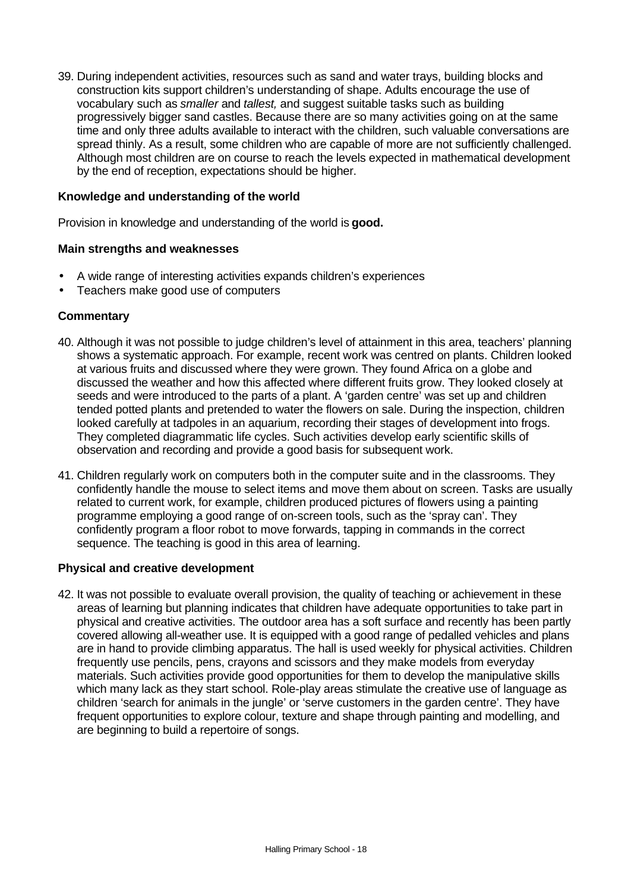39. During independent activities, resources such as sand and water trays, building blocks and construction kits support children's understanding of shape. Adults encourage the use of vocabulary such as *smaller* and *tallest,* and suggest suitable tasks such as building progressively bigger sand castles. Because there are so many activities going on at the same time and only three adults available to interact with the children, such valuable conversations are spread thinly. As a result, some children who are capable of more are not sufficiently challenged. Although most children are on course to reach the levels expected in mathematical development by the end of reception, expectations should be higher.

**Knowledge and understanding of the world**

Provision in knowledge and understanding of the world is **good.**

**Main strengths and weaknesses**

- A wide range of interesting activities expands children's experiences
- Teachers make good use of computers

**Commentary**

40. Although it was not possible to judge children's level of attainment in this area, teachers' planning shows a systematic approach. For example, recent work was centred on plants. Children looked at various fruits and discussed where they were grown. They found Africa on a globe and discussed the weather and how this affected where different fruits grow. They looked closely at seeds and were introduced to the parts of a plant. A 'garden centre' was set up and children tended potted plants and pretended to water the flowers on sale. During the inspection, children looked carefully at tadpoles in an aquarium, recording their stages of development into frogs. They completed diagrammatic life cycles. Such activities develop early scientific skills of observation and recording and provide a good basis for subsequent work.

41. Children regularly work on computers both in the computer suite and in the classrooms. They confidently handle the mouse to select items and move them about on screen. Tasks are usually related to current work, for example, children produced pictures of flowers using a painting programme employing a good range of on-screen tools, such as the 'spray can'. They confidently program a floor robot to move forwards, tapping in commands in the correct sequence. The teaching is good in this area of learning.

**Physical and creative development**

42. It was not possible to evaluate overall provision, the quality of teaching or achievement in these areas of learning but planning indicates that children have adequate opportunities to take part in physical and creative activities. The outdoor area has a soft surface and recently has been partly covered allowing all-weather use. It is equipped with a good range of pedalled vehicles and plans are in hand to provide climbing apparatus. The hall is used weekly for physical activities. Children frequently use pencils, pens, crayons and scissors and they make models from everyday materials. Such activities provide good opportunities for them to develop the manipulative skills which many lack as they start school. Role-play areas stimulate the creative use of language as children 'search for animals in the jungle' or 'serve customers in the garden centre'. They have frequent opportunities to explore colour, texture and shape through painting and modelling, and are beginning to build a repertoire of songs.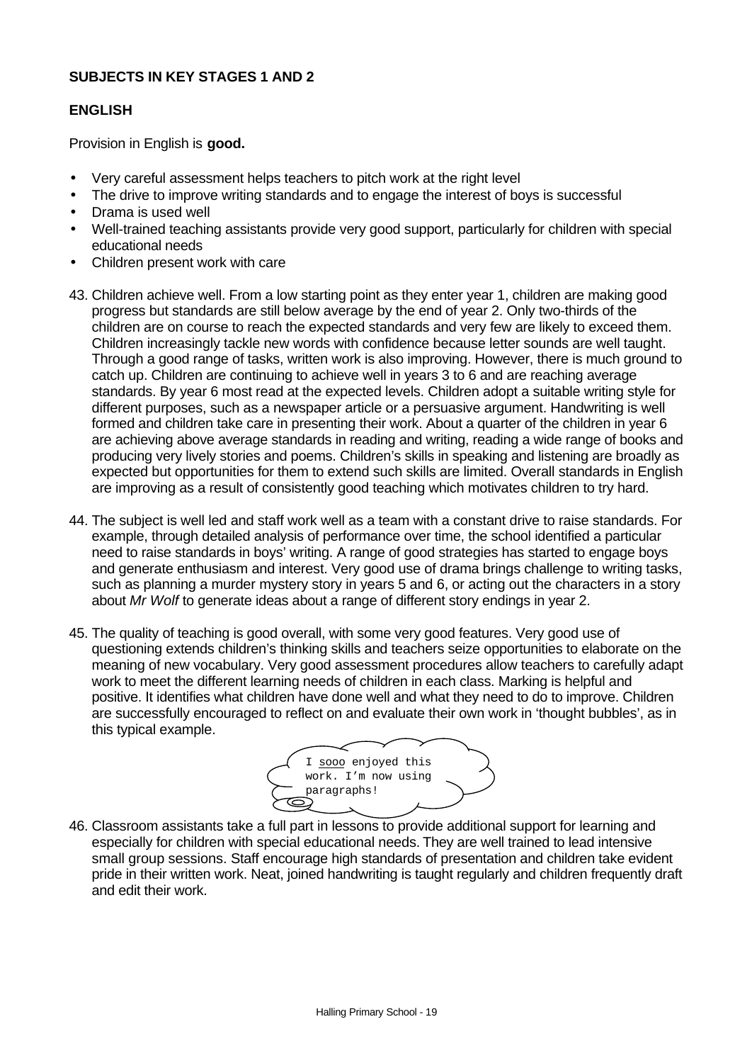**SUBJECTS IN KEY STAGES 1 AND 2**

**ENGLISH**

Provision in English is **good.**

- Very careful assessment helps teachers to pitch work at the right level
- The drive to improve writing standards and to engage the interest of boys is successful
- Drama is used well
- Well-trained teaching assistants provide very good support, particularly for children with special educational needs
- Children present work with care

43. Children achieve well. From a low starting point as they enter year 1, children are making good progress but standards are still below average by the end of year 2. Only two-thirds of the children are on course to reach the expected standards and very few are likely to exceed them. Children increasingly tackle new words with confidence because letter sounds are well taught. Through a good range of tasks, written work is also improving. However, there is much ground to catch up. Children are continuing to achieve well in years 3 to 6 and are reaching average standards. By year 6 most read at the expected levels. Children adopt a suitable writing style for different purposes, such as a newspaper article or a persuasive argument. Handwriting is well formed and children take care in presenting their work. About a quarter of the children in year 6 are achieving above average standards in reading and writing, reading a wide range of books and producing very lively stories and poems. Children's skills in speaking and listening are broadly as expected but opportunities for them to extend such skills are limited. Overall standards in English are improving as a result of consistently good teaching which motivates children to try hard.

44. The subject is well led and staff work well as a team with a constant drive to raise standards. For example, through detailed analysis of performance over time, the school identified a particular need to raise standards in boys' writing. A range of good strategies has started to engage boys and generate enthusiasm and interest. Very good use of drama brings challenge to writing tasks, such as planning a murder mystery story in years 5 and 6, or acting out the characters in a story about *Mr Wolf* to generate ideas about a range of different story endings in year 2.

45. The quality of teaching is good overall, with some very good features. Very good use of questioning extends children's thinking skills and teachers seize opportunities to elaborate on the meaning of new vocabulary. Very good assessment procedures allow teachers to carefully adapt work to meet the different learning needs of children in each class. Marking is helpful and positive. It identifies what children have done well and what they need to do to improve. Children are successfully encouraged to reflect on and evaluate their own work in 'thought bubbles', as in this typical example.

> I <u>sooo</u> enjoyed this work. I'm now using paragraphs!

46. Classroom assistants take a full part in lessons to provide additional support for learning and especially for children with special educational needs. They are well trained to lead intensive small group sessions. Staff encourage high standards of presentation and children take evident pride in their written work. Neat, joined handwriting is taught regularly and children frequently draft and edit their work.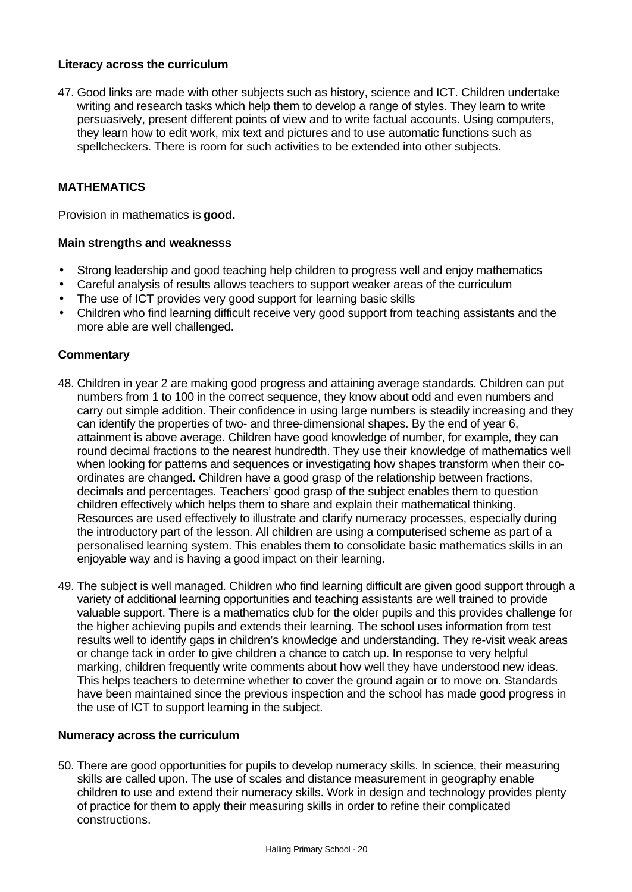**Literacy across the curriculum**

47. Good links are made with other subjects such as history, science and ICT. Children undertake writing and research tasks which help them to develop a range of styles. They learn to write persuasively, present different points of view and to write factual accounts. Using computers, they learn how to edit work, mix text and pictures and to use automatic functions such as spellcheckers. There is room for such activities to be extended into other subjects.

## MATHEMATICS

Provision in mathematics is **good.**

**Main strengths and weaknesss**

- Strong leadership and good teaching help children to progress well and enjoy mathematics
- Careful analysis of results allows teachers to support weaker areas of the curriculum
- The use of ICT provides very good support for learning basic skills
- Children who find learning difficult receive very good support from teaching assistants and the more able are well challenged.

**Commentary**

48. Children in year 2 are making good progress and attaining average standards. Children can put numbers from 1 to 100 in the correct sequence, they know about odd and even numbers and carry out simple addition. Their confidence in using large numbers is steadily increasing and they can identify the properties of two- and three-dimensional shapes. By the end of year 6, attainment is above average. Children have good knowledge of number, for example, they can round decimal fractions to the nearest hundredth. They use their knowledge of mathematics well when looking for patterns and sequences or investigating how shapes transform when their co-ordinates are changed. Children have a good grasp of the relationship between fractions, decimals and percentages. Teachers' good grasp of the subject enables them to question children effectively which helps them to share and explain their mathematical thinking. Resources are used effectively to illustrate and clarify numeracy processes, especially during the introductory part of the lesson. All children are using a computerised scheme as part of a personalised learning system. This enables them to consolidate basic mathematics skills in an enjoyable way and is having a good impact on their learning.

49. The subject is well managed. Children who find learning difficult are given good support through a variety of additional learning opportunities and teaching assistants are well trained to provide valuable support. There is a mathematics club for the older pupils and this provides challenge for the higher achieving pupils and extends their learning. The school uses information from test results well to identify gaps in children's knowledge and understanding. They re-visit weak areas or change tack in order to give children a chance to catch up. In response to very helpful marking, children frequently write comments about how well they have understood new ideas. This helps teachers to determine whether to cover the ground again or to move on. Standards have been maintained since the previous inspection and the school has made good progress in the use of ICT to support learning in the subject.

**Numeracy across the curriculum**

50. There are good opportunities for pupils to develop numeracy skills. In science, their measuring skills are called upon. The use of scales and distance measurement in geography enable children to use and extend their numeracy skills. Work in design and technology provides plenty of practice for them to apply their measuring skills in order to refine their complicated constructions.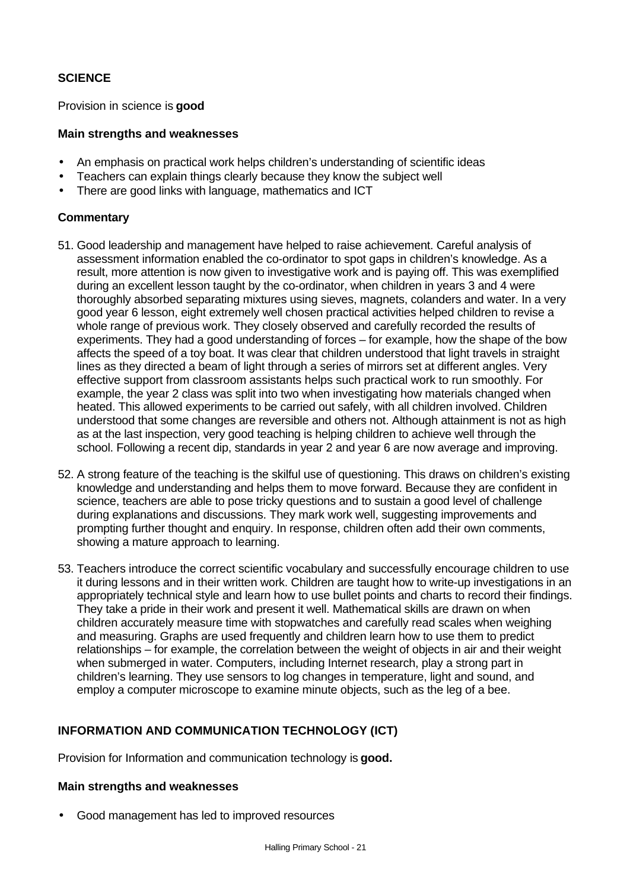## SCIENCE

Provision in science is **good**

### Main strengths and weaknesses

- An emphasis on practical work helps children's understanding of scientific ideas
- Teachers can explain things clearly because they know the subject well
- There are good links with language, mathematics and ICT

### Commentary

51. Good leadership and management have helped to raise achievement. Careful analysis of assessment information enabled the co-ordinator to spot gaps in children's knowledge. As a result, more attention is now given to investigative work and is paying off. This was exemplified during an excellent lesson taught by the co-ordinator, when children in years 3 and 4 were thoroughly absorbed separating mixtures using sieves, magnets, colanders and water. In a very good year 6 lesson, eight extremely well chosen practical activities helped children to revise a whole range of previous work. They closely observed and carefully recorded the results of experiments. They had a good understanding of forces – for example, how the shape of the bow affects the speed of a toy boat. It was clear that children understood that light travels in straight lines as they directed a beam of light through a series of mirrors set at different angles. Very effective support from classroom assistants helps such practical work to run smoothly. For example, the year 2 class was split into two when investigating how materials changed when heated. This allowed experiments to be carried out safely, with all children involved. Children understood that some changes are reversible and others not. Although attainment is not as high as at the last inspection, very good teaching is helping children to achieve well through the school. Following a recent dip, standards in year 2 and year 6 are now average and improving.

52. A strong feature of the teaching is the skilful use of questioning. This draws on children's existing knowledge and understanding and helps them to move forward. Because they are confident in science, teachers are able to pose tricky questions and to sustain a good level of challenge during explanations and discussions. They mark work well, suggesting improvements and prompting further thought and enquiry. In response, children often add their own comments, showing a mature approach to learning.

53. Teachers introduce the correct scientific vocabulary and successfully encourage children to use it during lessons and in their written work. Children are taught how to write-up investigations in an appropriately technical style and learn how to use bullet points and charts to record their findings. They take a pride in their work and present it well. Mathematical skills are drawn on when children accurately measure time with stopwatches and carefully read scales when weighing and measuring. Graphs are used frequently and children learn how to use them to predict relationships – for example, the correlation between the weight of objects in air and their weight when submerged in water. Computers, including Internet research, play a strong part in children's learning. They use sensors to log changes in temperature, light and sound, and employ a computer microscope to examine minute objects, such as the leg of a bee.

## INFORMATION AND COMMUNICATION TECHNOLOGY (ICT)

Provision for Information and communication technology is **good.**

### Main strengths and weaknesses

- Good management has led to improved resources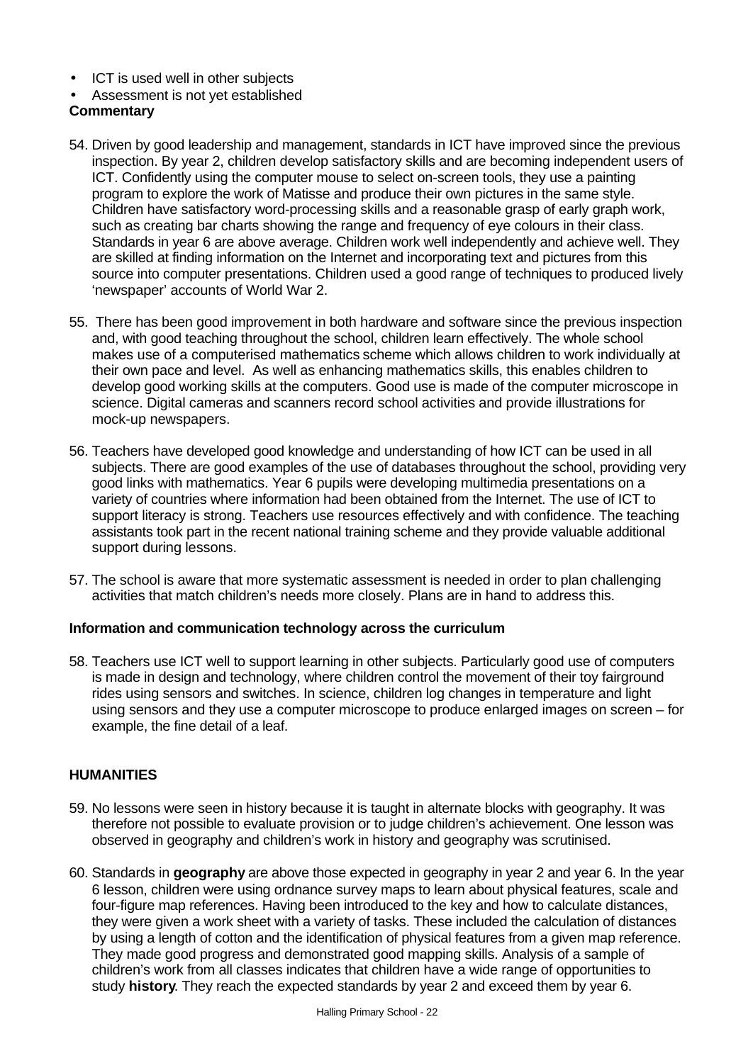- ICT is used well in other subjects
- Assessment is not yet established

**Commentary**

54. Driven by good leadership and management, standards in ICT have improved since the previous inspection. By year 2, children develop satisfactory skills and are becoming independent users of ICT. Confidently using the computer mouse to select on-screen tools, they use a painting program to explore the work of Matisse and produce their own pictures in the same style. Children have satisfactory word-processing skills and a reasonable grasp of early graph work, such as creating bar charts showing the range and frequency of eye colours in their class. Standards in year 6 are above average. Children work well independently and achieve well. They are skilled at finding information on the Internet and incorporating text and pictures from this source into computer presentations. Children used a good range of techniques to produced lively 'newspaper' accounts of World War 2.

55. There has been good improvement in both hardware and software since the previous inspection and, with good teaching throughout the school, children learn effectively. The whole school makes use of a computerised mathematics scheme which allows children to work individually at their own pace and level. As well as enhancing mathematics skills, this enables children to develop good working skills at the computers. Good use is made of the computer microscope in science. Digital cameras and scanners record school activities and provide illustrations for mock-up newspapers.

56. Teachers have developed good knowledge and understanding of how ICT can be used in all subjects. There are good examples of the use of databases throughout the school, providing very good links with mathematics. Year 6 pupils were developing multimedia presentations on a variety of countries where information had been obtained from the Internet. The use of ICT to support literacy is strong. Teachers use resources effectively and with confidence. The teaching assistants took part in the recent national training scheme and they provide valuable additional support during lessons.

57. The school is aware that more systematic assessment is needed in order to plan challenging activities that match children's needs more closely. Plans are in hand to address this.

**Information and communication technology across the curriculum**

58. Teachers use ICT well to support learning in other subjects. Particularly good use of computers is made in design and technology, where children control the movement of their toy fairground rides using sensors and switches. In science, children log changes in temperature and light using sensors and they use a computer microscope to produce enlarged images on screen – for example, the fine detail of a leaf.

## HUMANITIES

59. No lessons were seen in history because it is taught in alternate blocks with geography. It was therefore not possible to evaluate provision or to judge children's achievement. One lesson was observed in geography and children's work in history and geography was scrutinised.

60. Standards in **geography** are above those expected in geography in year 2 and year 6. In the year 6 lesson, children were using ordnance survey maps to learn about physical features, scale and four-figure map references. Having been introduced to the key and how to calculate distances, they were given a work sheet with a variety of tasks. These included the calculation of distances by using a length of cotton and the identification of physical features from a given map reference. They made good progress and demonstrated good mapping skills. Analysis of a sample of children's work from all classes indicates that children have a wide range of opportunities to study **history**. They reach the expected standards by year 2 and exceed them by year 6.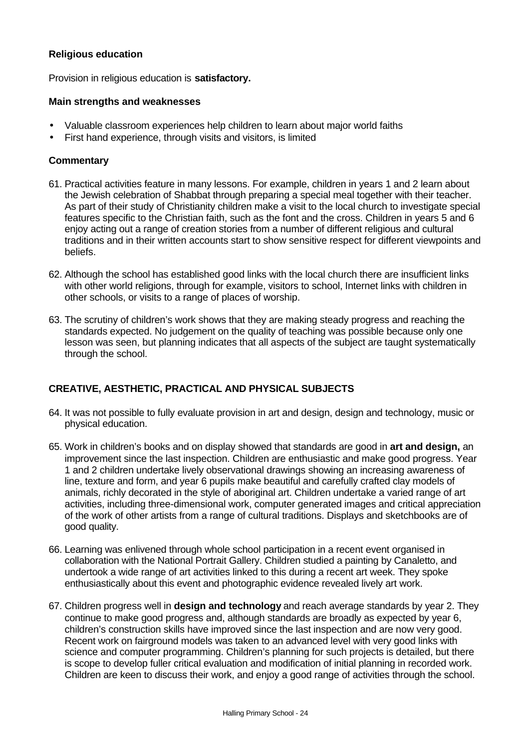### Religious education

Provision in religious education is **satisfactory.**

#### Main strengths and weaknesses

- Valuable classroom experiences help children to learn about major world faiths
- First hand experience, through visits and visitors, is limited

#### Commentary

61. Practical activities feature in many lessons. For example, children in years 1 and 2 learn about the Jewish celebration of Shabbat through preparing a special meal together with their teacher. As part of their study of Christianity children make a visit to the local church to investigate special features specific to the Christian faith, such as the font and the cross. Children in years 5 and 6 enjoy acting out a range of creation stories from a number of different religious and cultural traditions and in their written accounts start to show sensitive respect for different viewpoints and beliefs.

62. Although the school has established good links with the local church there are insufficient links with other world religions, through for example, visitors to school, Internet links with children in other schools, or visits to a range of places of worship.

63. The scrutiny of children's work shows that they are making steady progress and reaching the standards expected. No judgement on the quality of teaching was possible because only one lesson was seen, but planning indicates that all aspects of the subject are taught systematically through the school.

## CREATIVE, AESTHETIC, PRACTICAL AND PHYSICAL SUBJECTS

64. It was not possible to fully evaluate provision in art and design, design and technology, music or physical education.

65. Work in children's books and on display showed that standards are good in **art and design,** an improvement since the last inspection. Children are enthusiastic and make good progress. Year 1 and 2 children undertake lively observational drawings showing an increasing awareness of line, texture and form, and year 6 pupils make beautiful and carefully crafted clay models of animals, richly decorated in the style of aboriginal art. Children undertake a varied range of art activities, including three-dimensional work, computer generated images and critical appreciation of the work of other artists from a range of cultural traditions. Displays and sketchbooks are of good quality.

66. Learning was enlivened through whole school participation in a recent event organised in collaboration with the National Portrait Gallery. Children studied a painting by Canaletto, and undertook a wide range of art activities linked to this during a recent art week. They spoke enthusiastically about this event and photographic evidence revealed lively art work.

67. Children progress well in **design and technology** and reach average standards by year 2. They continue to make good progress and, although standards are broadly as expected by year 6, children's construction skills have improved since the last inspection and are now very good. Recent work on fairground models was taken to an advanced level with very good links with science and computer programming. Children's planning for such projects is detailed, but there is scope to develop fuller critical evaluation and modification of initial planning in recorded work. Children are keen to discuss their work, and enjoy a good range of activities through the school.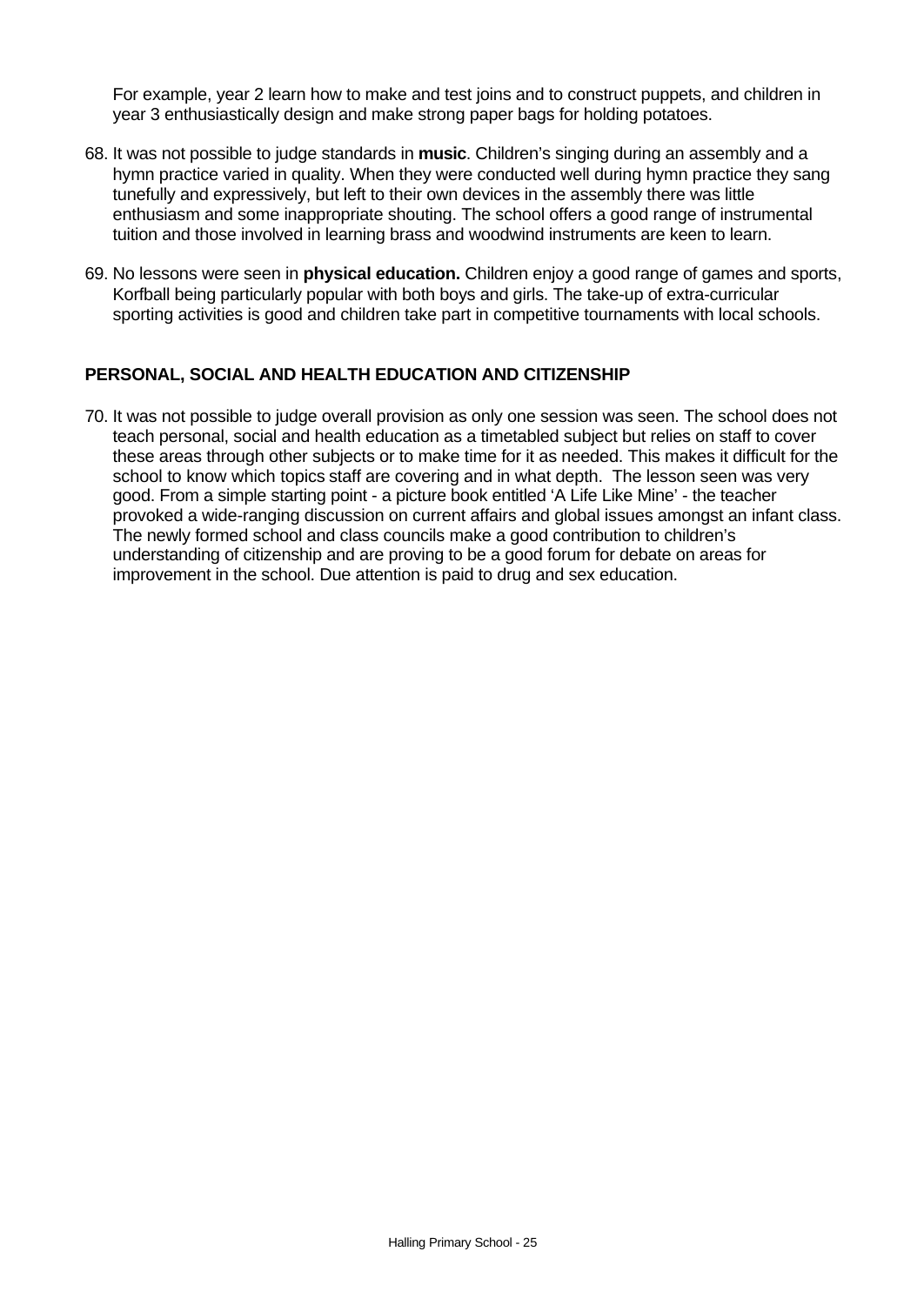For example, year 2 learn how to make and test joins and to construct puppets, and children in year 3 enthusiastically design and make strong paper bags for holding potatoes.

68. It was not possible to judge standards in **music**. Children's singing during an assembly and a hymn practice varied in quality. When they were conducted well during hymn practice they sang tunefully and expressively, but left to their own devices in the assembly there was little enthusiasm and some inappropriate shouting. The school offers a good range of instrumental tuition and those involved in learning brass and woodwind instruments are keen to learn.

69. No lessons were seen in **physical education.** Children enjoy a good range of games and sports, Korfball being particularly popular with both boys and girls. The take-up of extra-curricular sporting activities is good and children take part in competitive tournaments with local schools.

## PERSONAL, SOCIAL AND HEALTH EDUCATION AND CITIZENSHIP

70. It was not possible to judge overall provision as only one session was seen. The school does not teach personal, social and health education as a timetabled subject but relies on staff to cover these areas through other subjects or to make time for it as needed. This makes it difficult for the school to know which topics staff are covering and in what depth. The lesson seen was very good. From a simple starting point - a picture book entitled 'A Life Like Mine' - the teacher provoked a wide-ranging discussion on current affairs and global issues amongst an infant class. The newly formed school and class councils make a good contribution to children's understanding of citizenship and are proving to be a good forum for debate on areas for improvement in the school. Due attention is paid to drug and sex education.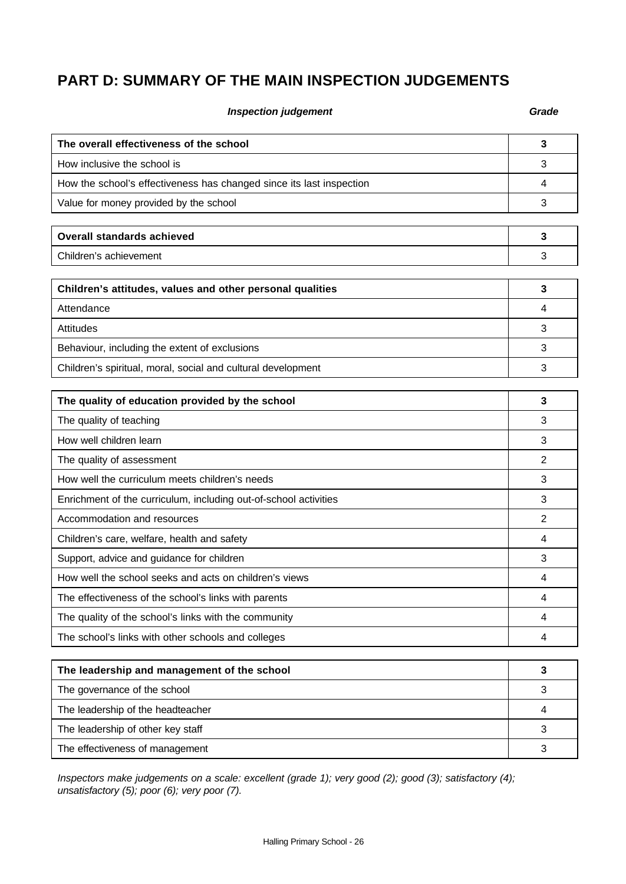# PART D: SUMMARY OF THE MAIN INSPECTION JUDGEMENTS

| *Inspection judgement* | *Grade* |
|---|---|
| **The overall effectiveness of the school** | **3** |
| How inclusive the school is | 3 |
| How the school's effectiveness has changed since its last inspection | 4 |
| Value for money provided by the school | 3 |
| **Overall standards achieved** | **3** |
| Children's achievement | 3 |
| **Children's attitudes, values and other personal qualities** | **3** |
| Attendance | 4 |
| Attitudes | 3 |
| Behaviour, including the extent of exclusions | 3 |
| Children's spiritual, moral, social and cultural development | 3 |
| **The quality of education provided by the school** | **3** |
| The quality of teaching | 3 |
| How well children learn | 3 |
| The quality of assessment | 2 |
| How well the curriculum meets children's needs | 3 |
| Enrichment of the curriculum, including out-of-school activities | 3 |
| Accommodation and resources | 2 |
| Children's care, welfare, health and safety | 4 |
| Support, advice and guidance for children | 3 |
| How well the school seeks and acts on children's views | 4 |
| The effectiveness of the school's links with parents | 4 |
| The quality of the school's links with the community | 4 |
| The school's links with other schools and colleges | 4 |
| **The leadership and management of the school** | **3** |
| The governance of the school | 3 |
| The leadership of the headteacher | 4 |
| The leadership of other key staff | 3 |
| The effectiveness of management | 3 |

*Inspectors make judgements on a scale: excellent (grade 1); very good (2); good (3); satisfactory (4); unsatisfactory (5); poor (6); very poor (7).*